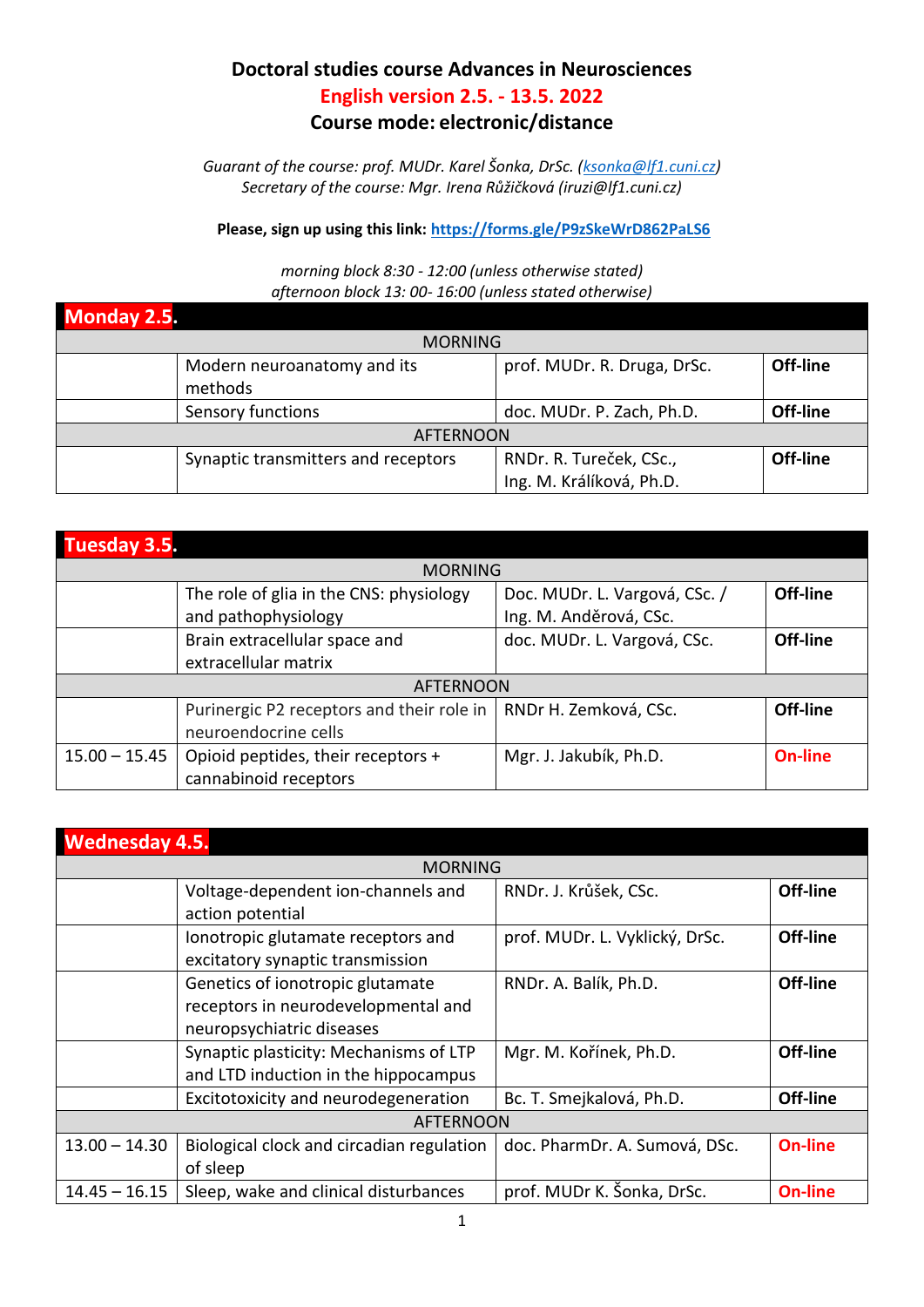# Doctoral studies course Advances in Neurosciences

## English version 2.5. - 13.5. 2022

## Course mode: electronic/distance

*Guarant of the course: prof. MUDr. Karel Šonka, DrSc. (ksonka@lf1.cuni.cz)*
*Secretary of the course: Mgr. Irena Růžičková (iruzi@lf1.cuni.cz)*

**Please, sign up using this link: https://forms.gle/P9zSkeWrD862PaLS6**

*morning block 8:30 - 12:00 (unless otherwise stated)*
*afternoon block 13: 00- 16:00 (unless stated otherwise)*

| **Monday 2.5.** | | | |
|---|---|---|---|
| MORNING | | | |
| | Modern neuroanatomy and its methods | prof. MUDr. R. Druga, DrSc. | **Off-line** |
| | Sensory functions | doc. MUDr. P. Zach, Ph.D. | **Off-line** |
| AFTERNOON | | | |
| | Synaptic transmitters and receptors | RNDr. R. Tureček, CSc., Ing. M. Králíková, Ph.D. | **Off-line** |

| **Tuesday 3.5.** | | | |
|---|---|---|---|
| MORNING | | | |
| | The role of glia in the CNS: physiology and pathophysiology | Doc. MUDr. L. Vargová, CSc. / Ing. M. Anděrová, CSc. | **Off-line** |
| | Brain extracellular space and extracellular matrix | doc. MUDr. L. Vargová, CSc. | **Off-line** |
| AFTERNOON | | | |
| | Purinergic P2 receptors and their role in neuroendocrine cells | RNDr H. Zemková, CSc. | **Off-line** |
| 15.00 – 15.45 | Opioid peptides, their receptors + cannabinoid receptors | Mgr. J. Jakubík, Ph.D. | **On-line** |

| **Wednesday 4.5.** | | | |
|---|---|---|---|
| MORNING | | | |
| | Voltage-dependent ion-channels and action potential | RNDr. J. Krůšek, CSc. | **Off-line** |
| | Ionotropic glutamate receptors and excitatory synaptic transmission | prof. MUDr. L. Vyklický, DrSc. | **Off-line** |
| | Genetics of ionotropic glutamate receptors in neurodevelopmental and neuropsychiatric diseases | RNDr. A. Balík, Ph.D. | **Off-line** |
| | Synaptic plasticity: Mechanisms of LTP and LTD induction in the hippocampus | Mgr. M. Kořínek, Ph.D. | **Off-line** |
| | Excitotoxicity and neurodegeneration | Bc. T. Smejkalová, Ph.D. | **Off-line** |
| AFTERNOON | | | |
| 13.00 – 14.30 | Biological clock and circadian regulation of sleep | doc. PharmDr. A. Sumová, DSc. | **On-line** |
| 14.45 – 16.15 | Sleep, wake and clinical disturbances | prof. MUDr K. Šonka, DrSc. | **On-line** |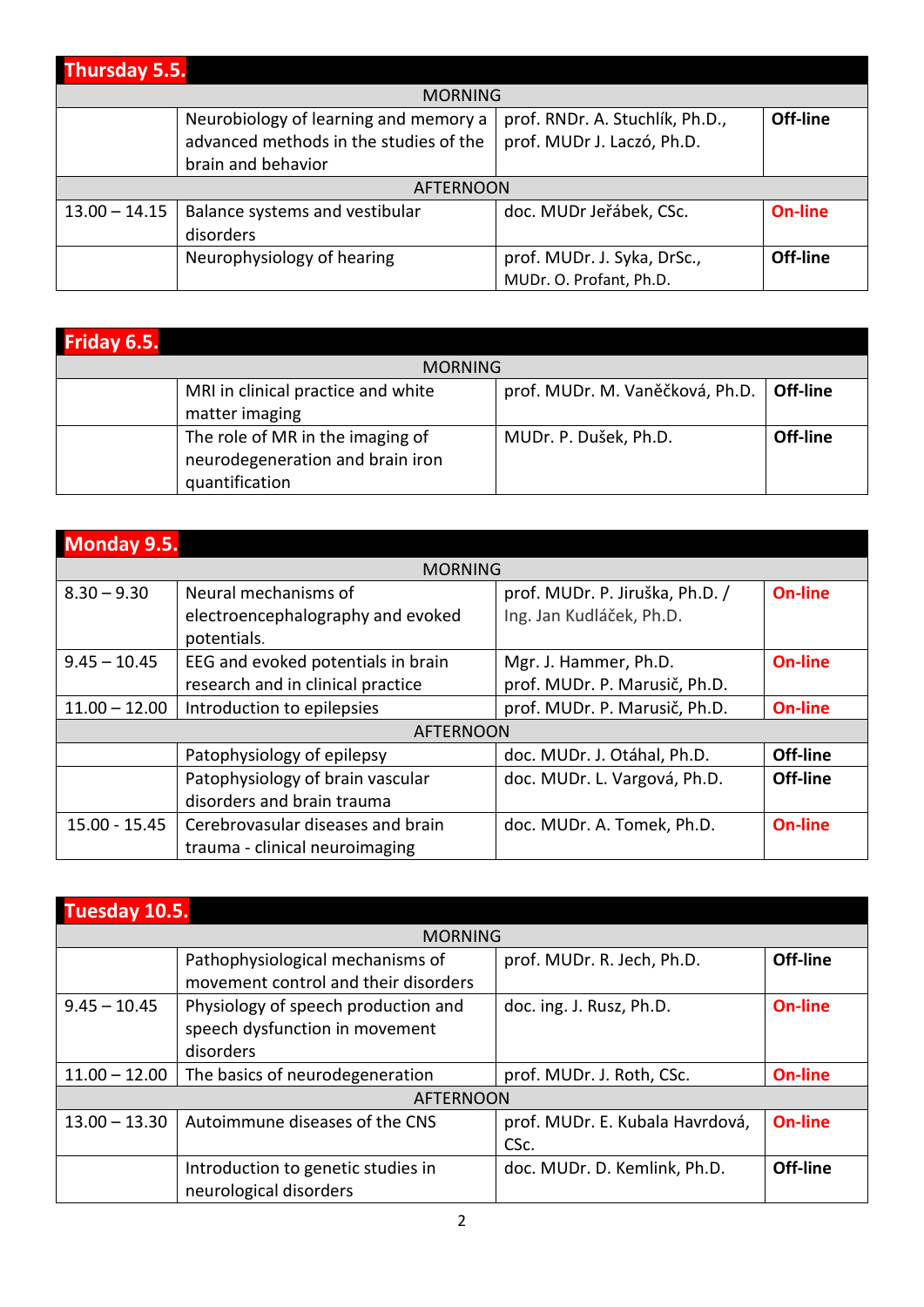## Thursday 5.5.

| | | | |
|---|---|---|---|
| MORNING | | | |
| | Neurobiology of learning and memory a advanced methods in the studies of the brain and behavior | prof. RNDr. A. Stuchlík, Ph.D., prof. MUDr J. Laczó, Ph.D. | **Off-line** |
| AFTERNOON | | | |
| 13.00 – 14.15 | Balance systems and vestibular disorders | doc. MUDr Jeřábek, CSc. | **On-line** |
| | Neurophysiology of hearing | prof. MUDr. J. Syka, DrSc., MUDr. O. Profant, Ph.D. | **Off-line** |

## Friday 6.5.

| | | | |
|---|---|---|---|
| MORNING | | | |
| | MRI in clinical practice and white matter imaging | prof. MUDr. M. Vaněčková, Ph.D. | **Off-line** |
| | The role of MR in the imaging of neurodegeneration and brain iron quantification | MUDr. P. Dušek, Ph.D. | **Off-line** |

## Monday 9.5.

| | | | |
|---|---|---|---|
| MORNING | | | |
| 8.30 – 9.30 | Neural mechanisms of electroencephalography and evoked potentials. | prof. MUDr. P. Jiruška, Ph.D. / Ing. Jan Kudláček, Ph.D. | **On-line** |
| 9.45 – 10.45 | EEG and evoked potentials in brain research and in clinical practice | Mgr. J. Hammer, Ph.D. prof. MUDr. P. Marusič, Ph.D. | **On-line** |
| 11.00 – 12.00 | Introduction to epilepsies | prof. MUDr. P. Marusič, Ph.D. | **On-line** |
| AFTERNOON | | | |
| | Patophysiology of epilepsy | doc. MUDr. J. Otáhal, Ph.D. | **Off-line** |
| | Patophysiology of brain vascular disorders and brain trauma | doc. MUDr. L. Vargová, Ph.D. | **Off-line** |
| 15.00 - 15.45 | Cerebrovasular diseases and brain trauma - clinical neuroimaging | doc. MUDr. A. Tomek, Ph.D. | **On-line** |

## Tuesday 10.5.

| | | | |
|---|---|---|---|
| MORNING | | | |
| | Pathophysiological mechanisms of movement control and their disorders | prof. MUDr. R. Jech, Ph.D. | **Off-line** |
| 9.45 – 10.45 | Physiology of speech production and speech dysfunction in movement disorders | doc. ing. J. Rusz, Ph.D. | **On-line** |
| 11.00 – 12.00 | The basics of neurodegeneration | prof. MUDr. J. Roth, CSc. | **On-line** |
| AFTERNOON | | | |
| 13.00 – 13.30 | Autoimmune diseases of the CNS | prof. MUDr. E. Kubala Havrdová, CSc. | **On-line** |
| | Introduction to genetic studies in neurological disorders | doc. MUDr. D. Kemlink, Ph.D. | **Off-line** |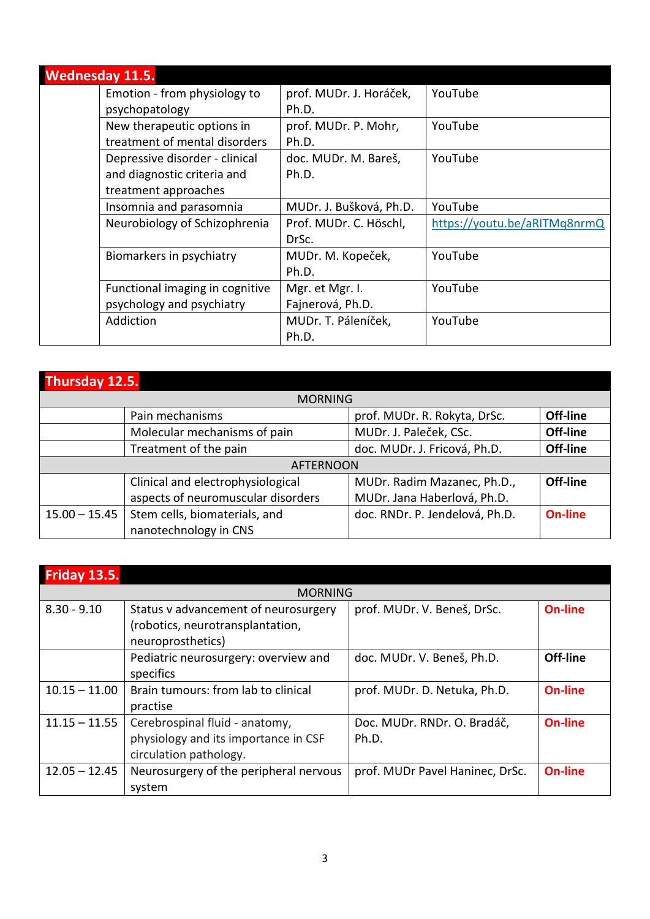| Wednesday 11.5. | | | |
| --- | --- | --- | --- |
| | Emotion - from physiology to psychopatology | prof. MUDr. J. Horáček, Ph.D. | YouTube |
| | New therapeutic options in treatment of mental disorders | prof. MUDr. P. Mohr, Ph.D. | YouTube |
| | Depressive disorder - clinical and diagnostic criteria and treatment approaches | doc. MUDr. M. Bareš, Ph.D. | YouTube |
| | Insomnia and parasomnia | MUDr. J. Bušková, Ph.D. | YouTube |
| | Neurobiology of Schizophrenia | Prof. MUDr. C. Höschl, DrSc. | https://youtu.be/aRITMq8nrmQ |
| | Biomarkers in psychiatry | MUDr. M. Kopeček, Ph.D. | YouTube |
| | Functional imaging in cognitive psychology and psychiatry | Mgr. et Mgr. I. Fajnerová, Ph.D. | YouTube |
| | Addiction | MUDr. T. Páleníček, Ph.D. | YouTube |

| Thursday 12.5. | | | |
| --- | --- | --- | --- |
| MORNING | | | |
| | Pain mechanisms | prof. MUDr. R. Rokyta, DrSc. | **Off-line** |
| | Molecular mechanisms of pain | MUDr. J. Paleček, CSc. | **Off-line** |
| | Treatment of the pain | doc. MUDr. J. Fricová, Ph.D. | **Off-line** |
| AFTERNOON | | | |
| | Clinical and electrophysiological aspects of neuromuscular disorders | MUDr. Radim Mazanec, Ph.D., MUDr. Jana Haberlová, Ph.D. | **Off-line** |
| 15.00 – 15.45 | Stem cells, biomaterials, and nanotechnology in CNS | doc. RNDr. P. Jendelová, Ph.D. | **On-line** |

| Friday 13.5. | | | |
| --- | --- | --- | --- |
| MORNING | | | |
| 8.30 - 9.10 | Status v advancement of neurosurgery (robotics, neurotransplantation, neuroprosthetics) | prof. MUDr. V. Beneš, DrSc. | **On-line** |
| | Pediatric neurosurgery: overview and specifics | doc. MUDr. V. Beneš, Ph.D. | **Off-line** |
| 10.15 – 11.00 | Brain tumours: from lab to clinical practise | prof. MUDr. D. Netuka, Ph.D. | **On-line** |
| 11.15 – 11.55 | Cerebrospinal fluid - anatomy, physiology and its importance in CSF circulation pathology. | Doc. MUDr. RNDr. O. Bradáč, Ph.D. | **On-line** |
| 12.05 – 12.45 | Neurosurgery of the peripheral nervous system | prof. MUDr Pavel Haninec, DrSc. | **On-line** |